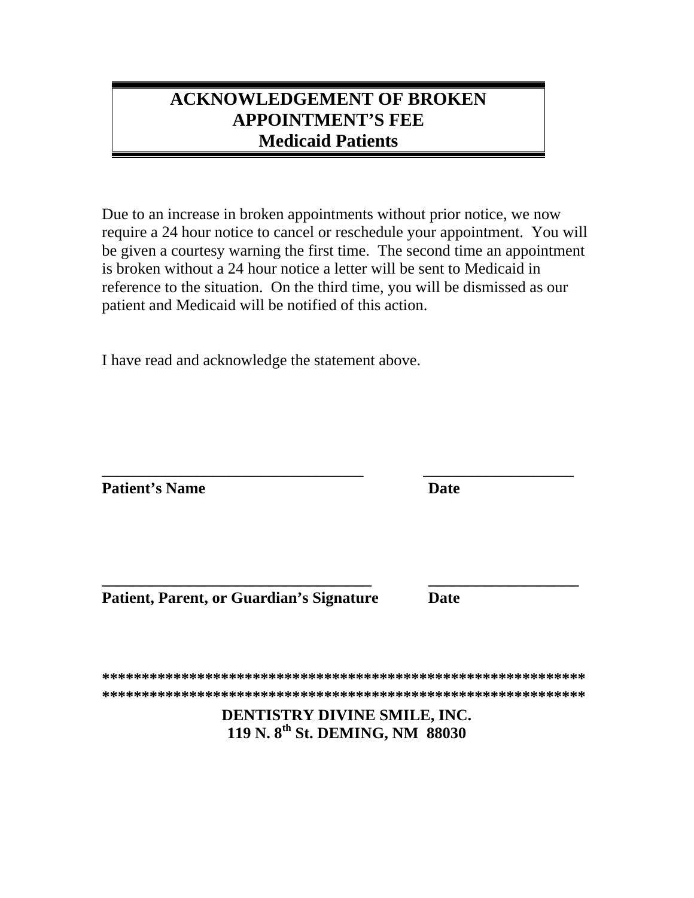# ACKNOWLEDGEMENT OF BROKEN APPOINTMENT'S FEE
## Medicaid Patients

Due to an increase in broken appointments without prior notice, we now require a 24 hour notice to cancel or reschedule your appointment. You will be given a courtesy warning the first time. The second time an appointment is broken without a 24 hour notice a letter will be sent to Medicaid in reference to the situation. On the third time, you will be dismissed as our patient and Medicaid will be notified of this action.

I have read and acknowledge the statement above.

___________________________________ ____________________

**Patient's Name** **Date**

___________________________________ ____________________

**Patient, Parent, or Guardian's Signature** **Date**

**************************************************************
**************************************************************

**DENTISTRY DIVINE SMILE, INC.**
**119 N. 8th St. DEMING, NM 88030**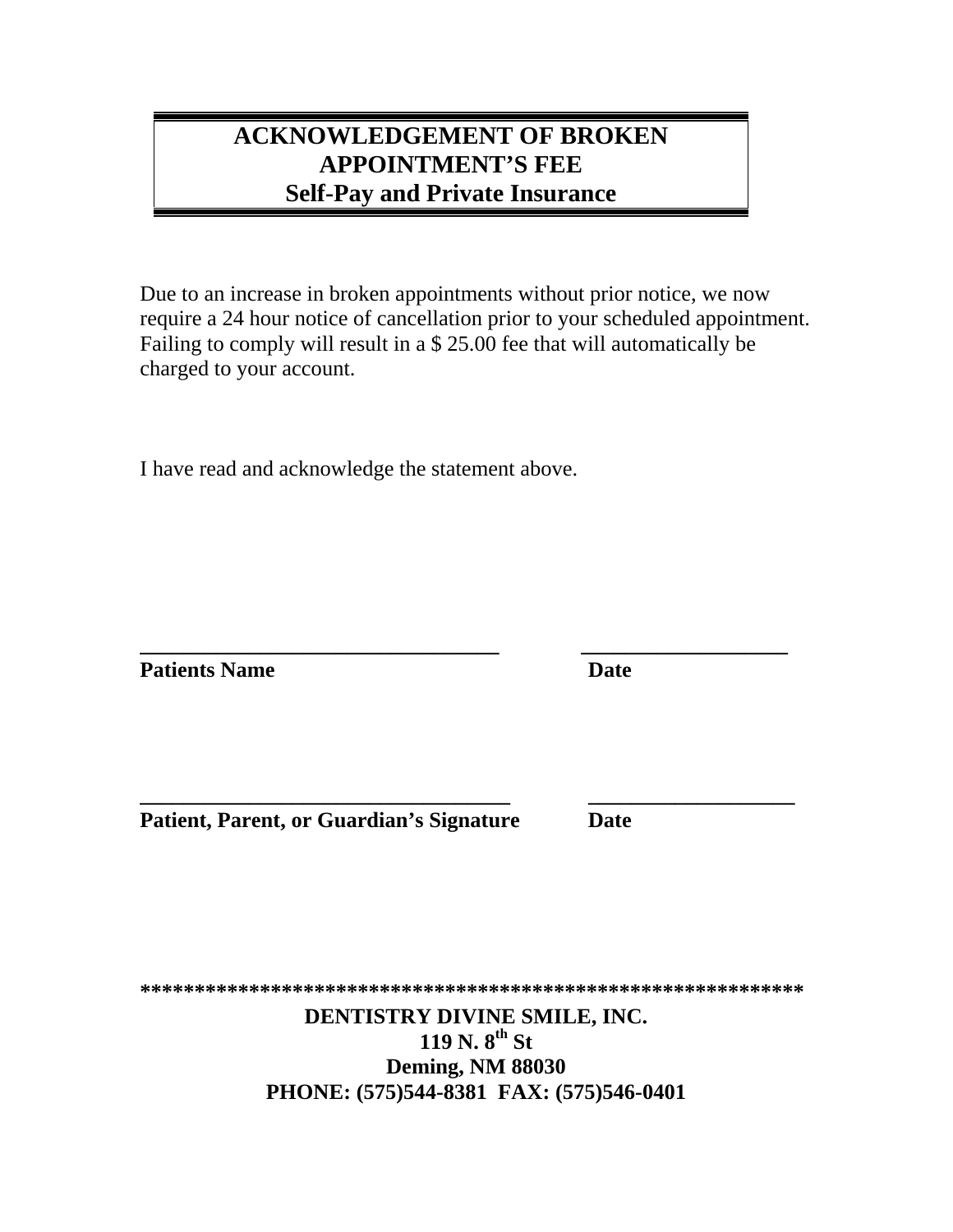# ACKNOWLEDGEMENT OF BROKEN APPOINTMENT'S FEE
## Self-Pay and Private Insurance

Due to an increase in broken appointments without prior notice, we now require a 24 hour notice of cancellation prior to your scheduled appointment. Failing to comply will result in a $ 25.00 fee that will automatically be charged to your account.

I have read and acknowledge the statement above.

_________________________________ ___________________

**Patients Name** **Date**

__________________________________ ___________________

**Patient, Parent, or Guardian's Signature** **Date**

***********************************************************

**DENTISTRY DIVINE SMILE, INC.**
**119 N. 8th St**
**Deming, NM 88030**
**PHONE: (575)544-8381 FAX: (575)546-0401**